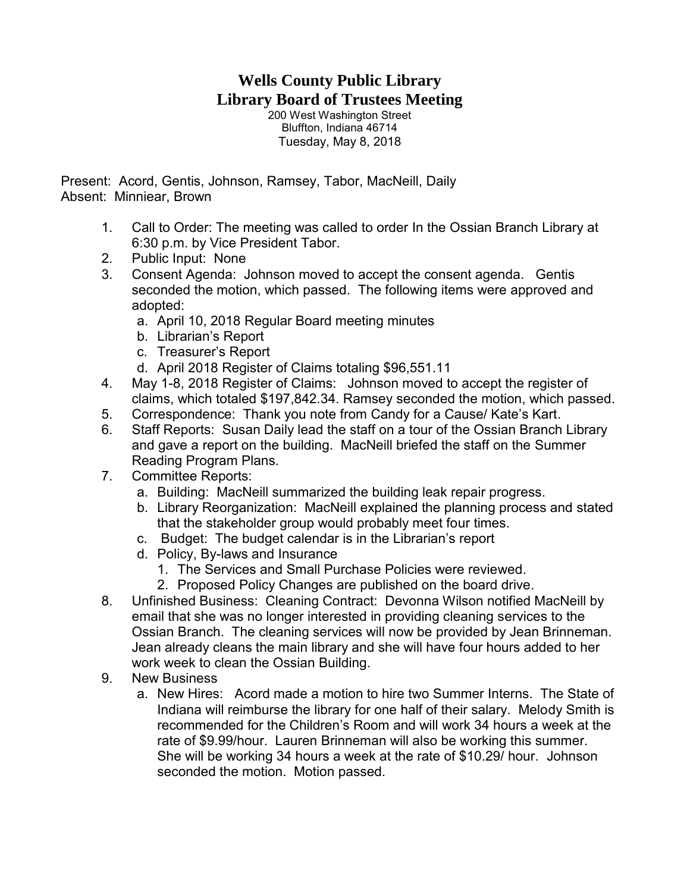# Wells County Public Library
# Library Board of Trustees Meeting

200 West Washington Street
Bluffton, Indiana 46714
Tuesday, May 8, 2018

Present: Acord, Gentis, Johnson, Ramsey, Tabor, MacNeill, Daily
Absent: Minniear, Brown

1. Call to Order: The meeting was called to order In the Ossian Branch Library at 6:30 p.m. by Vice President Tabor.
2. Public Input: None
3. Consent Agenda: Johnson moved to accept the consent agenda. Gentis seconded the motion, which passed. The following items were approved and adopted:
   a. April 10, 2018 Regular Board meeting minutes
   b. Librarian's Report
   c. Treasurer's Report
   d. April 2018 Register of Claims totaling $96,551.11
4. May 1-8, 2018 Register of Claims: Johnson moved to accept the register of claims, which totaled $197,842.34. Ramsey seconded the motion, which passed.
5. Correspondence: Thank you note from Candy for a Cause/ Kate's Kart.
6. Staff Reports: Susan Daily lead the staff on a tour of the Ossian Branch Library and gave a report on the building. MacNeill briefed the staff on the Summer Reading Program Plans.
7. Committee Reports:
   a. Building: MacNeill summarized the building leak repair progress.
   b. Library Reorganization: MacNeill explained the planning process and stated that the stakeholder group would probably meet four times.
   c. Budget: The budget calendar is in the Librarian's report
   d. Policy, By-laws and Insurance
      1. The Services and Small Purchase Policies were reviewed.
      2. Proposed Policy Changes are published on the board drive.
8. Unfinished Business: Cleaning Contract: Devonna Wilson notified MacNeill by email that she was no longer interested in providing cleaning services to the Ossian Branch. The cleaning services will now be provided by Jean Brinneman. Jean already cleans the main library and she will have four hours added to her work week to clean the Ossian Building.
9. New Business
   a. New Hires: Acord made a motion to hire two Summer Interns. The State of Indiana will reimburse the library for one half of their salary. Melody Smith is recommended for the Children's Room and will work 34 hours a week at the rate of $9.99/hour. Lauren Brinneman will also be working this summer. She will be working 34 hours a week at the rate of $10.29/ hour. Johnson seconded the motion. Motion passed.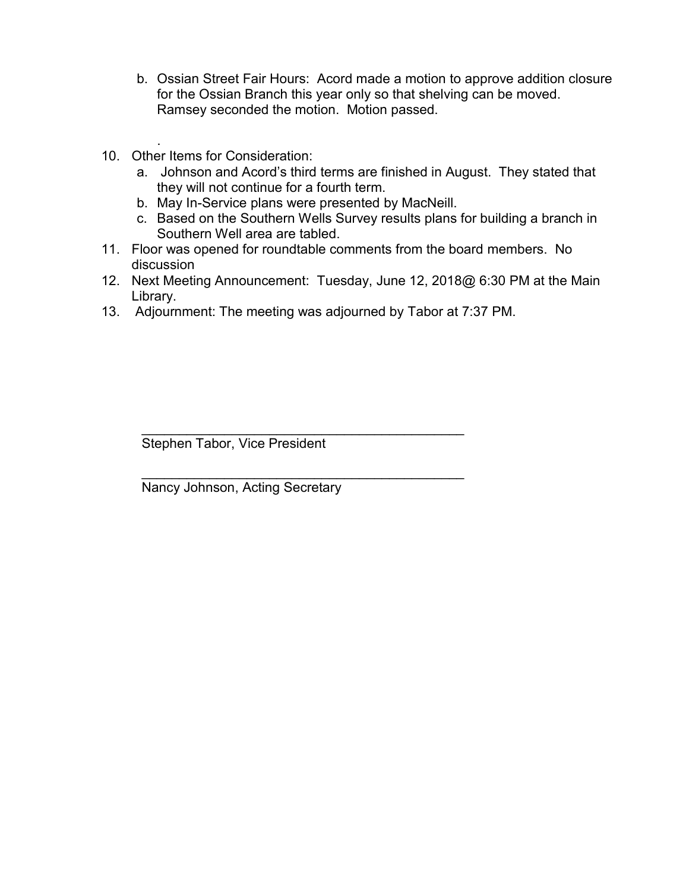b. Ossian Street Fair Hours: Acord made a motion to approve addition closure for the Ossian Branch this year only so that shelving can be moved. Ramsey seconded the motion. Motion passed.

.

10. Other Items for Consideration:
    a. Johnson and Acord's third terms are finished in August. They stated that they will not continue for a fourth term.
    b. May In-Service plans were presented by MacNeill.
    c. Based on the Southern Wells Survey results plans for building a branch in Southern Well area are tabled.
11. Floor was opened for roundtable comments from the board members. No discussion
12. Next Meeting Announcement: Tuesday, June 12, 2018@ 6:30 PM at the Main Library.
13. Adjournment: The meeting was adjourned by Tabor at 7:37 PM.

\_\_\_\_\_\_\_\_\_\_\_\_\_\_\_\_\_\_\_\_\_\_\_\_\_\_\_\_\_\_\_\_\_\_\_\_\_\_\_\_\_\_\_\_

Stephen Tabor, Vice President

\_\_\_\_\_\_\_\_\_\_\_\_\_\_\_\_\_\_\_\_\_\_\_\_\_\_\_\_\_\_\_\_\_\_\_\_\_\_\_\_\_\_\_\_

Nancy Johnson, Acting Secretary